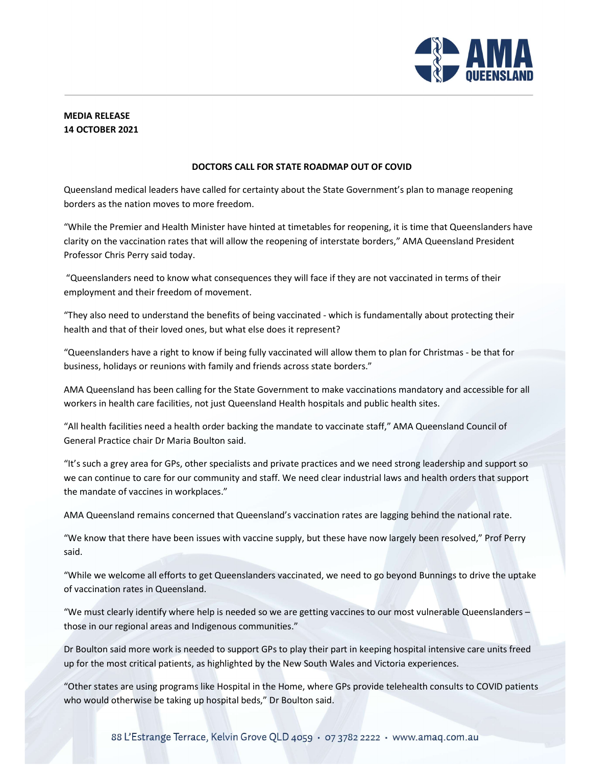**MEDIA RELEASE**
**14 OCTOBER 2021**

## DOCTORS CALL FOR STATE ROADMAP OUT OF COVID

Queensland medical leaders have called for certainty about the State Government's plan to manage reopening borders as the nation moves to more freedom.

"While the Premier and Health Minister have hinted at timetables for reopening, it is time that Queenslanders have clarity on the vaccination rates that will allow the reopening of interstate borders," AMA Queensland President Professor Chris Perry said today.

"Queenslanders need to know what consequences they will face if they are not vaccinated in terms of their employment and their freedom of movement.

"They also need to understand the benefits of being vaccinated - which is fundamentally about protecting their health and that of their loved ones, but what else does it represent?

"Queenslanders have a right to know if being fully vaccinated will allow them to plan for Christmas - be that for business, holidays or reunions with family and friends across state borders."

AMA Queensland has been calling for the State Government to make vaccinations mandatory and accessible for all workers in health care facilities, not just Queensland Health hospitals and public health sites.

"All health facilities need a health order backing the mandate to vaccinate staff," AMA Queensland Council of General Practice chair Dr Maria Boulton said.

"It's such a grey area for GPs, other specialists and private practices and we need strong leadership and support so we can continue to care for our community and staff. We need clear industrial laws and health orders that support the mandate of vaccines in workplaces."

AMA Queensland remains concerned that Queensland's vaccination rates are lagging behind the national rate.

"We know that there have been issues with vaccine supply, but these have now largely been resolved," Prof Perry said.

"While we welcome all efforts to get Queenslanders vaccinated, we need to go beyond Bunnings to drive the uptake of vaccination rates in Queensland.

"We must clearly identify where help is needed so we are getting vaccines to our most vulnerable Queenslanders – those in our regional areas and Indigenous communities."

Dr Boulton said more work is needed to support GPs to play their part in keeping hospital intensive care units freed up for the most critical patients, as highlighted by the New South Wales and Victoria experiences.

"Other states are using programs like Hospital in the Home, where GPs provide telehealth consults to COVID patients who would otherwise be taking up hospital beds," Dr Boulton said.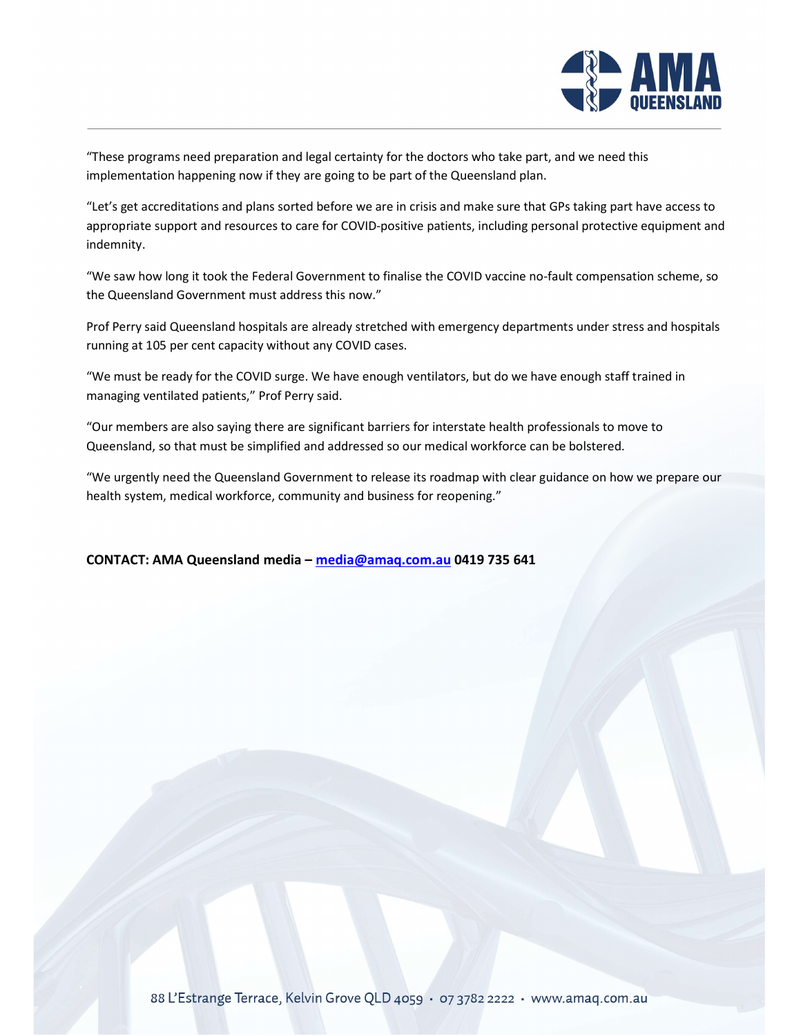"These programs need preparation and legal certainty for the doctors who take part, and we need this implementation happening now if they are going to be part of the Queensland plan.

"Let's get accreditations and plans sorted before we are in crisis and make sure that GPs taking part have access to appropriate support and resources to care for COVID-positive patients, including personal protective equipment and indemnity.

"We saw how long it took the Federal Government to finalise the COVID vaccine no-fault compensation scheme, so the Queensland Government must address this now."

Prof Perry said Queensland hospitals are already stretched with emergency departments under stress and hospitals running at 105 per cent capacity without any COVID cases.

"We must be ready for the COVID surge. We have enough ventilators, but do we have enough staff trained in managing ventilated patients," Prof Perry said.

"Our members are also saying there are significant barriers for interstate health professionals to move to Queensland, so that must be simplified and addressed so our medical workforce can be bolstered.

"We urgently need the Queensland Government to release its roadmap with clear guidance on how we prepare our health system, medical workforce, community and business for reopening."

**CONTACT: AMA Queensland media – media@amaq.com.au 0419 735 641**